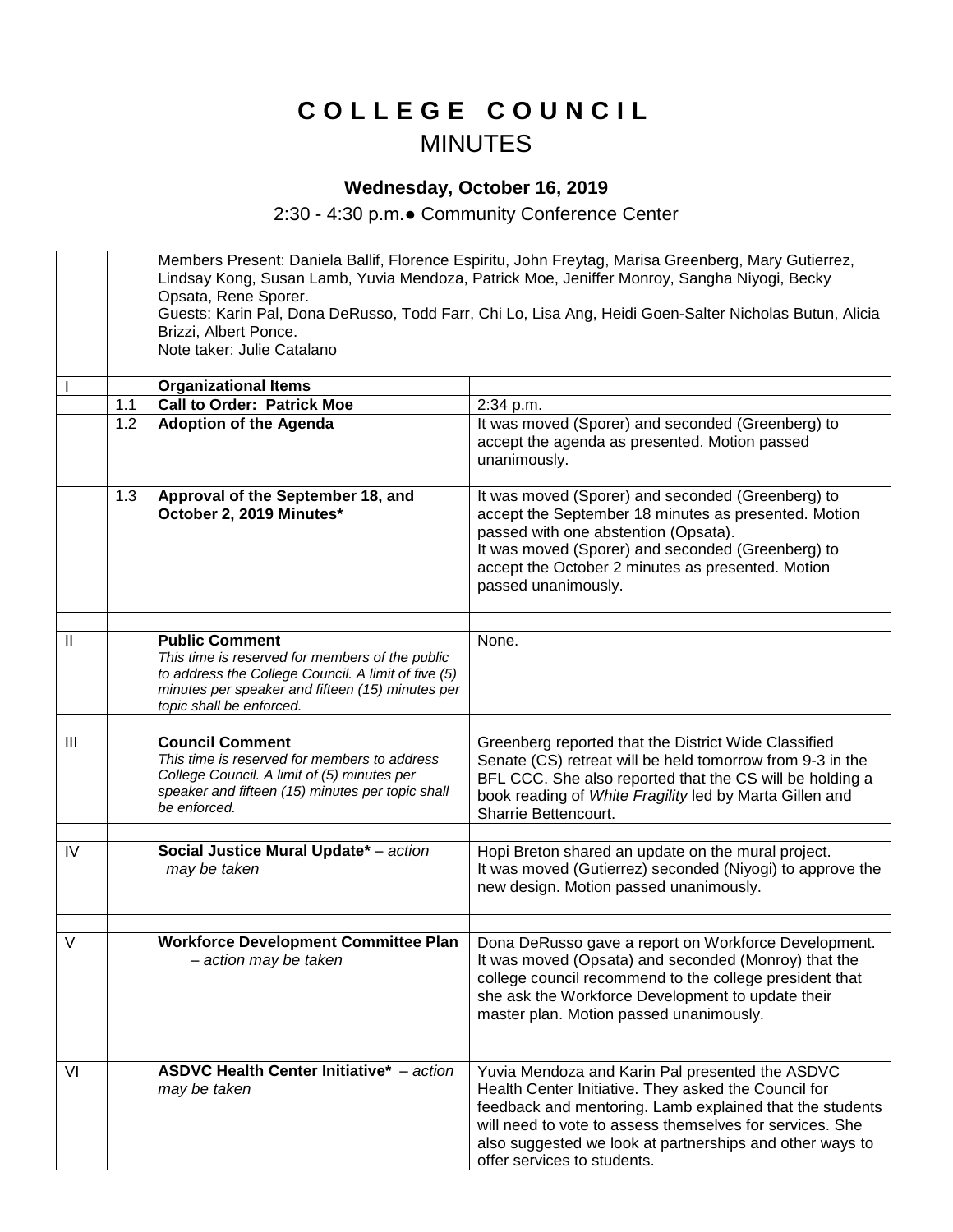# C O L L E G E   C O U N C I L

## MINUTES

### Wednesday, October 16, 2019

2:30 - 4:30 p.m.● Community Conference Center

| | | | |
|---|---|---|---|
| | | Members Present: Daniela Ballif, Florence Espiritu, John Freytag, Marisa Greenberg, Mary Gutierrez, Lindsay Kong, Susan Lamb, Yuvia Mendoza, Patrick Moe, Jeniffer Monroy, Sangha Niyogi, Becky Opsata, Rene Sporer.<br>Guests: Karin Pal, Dona DeRusso, Todd Farr, Chi Lo, Lisa Ang, Heidi Goen-Salter Nicholas Butun, Alicia Brizzi, Albert Ponce.<br>Note taker: Julie Catalano | |
| I | | **Organizational Items** | |
| | 1.1 | **Call to Order: Patrick Moe** | 2:34 p.m. |
| | 1.2 | **Adoption of the Agenda** | It was moved (Sporer) and seconded (Greenberg) to accept the agenda as presented. Motion passed unanimously. |
| | 1.3 | **Approval of the September 18, and October 2, 2019 Minutes*** | It was moved (Sporer) and seconded (Greenberg) to accept the September 18 minutes as presented. Motion passed with one abstention (Opsata).<br>It was moved (Sporer) and seconded (Greenberg) to accept the October 2 minutes as presented. Motion passed unanimously. |
| | | | |
| II | | **Public Comment**<br>*This time is reserved for members of the public to address the College Council. A limit of five (5) minutes per speaker and fifteen (15) minutes per topic shall be enforced.* | None. |
| | | | |
| III | | **Council Comment**<br>*This time is reserved for members to address College Council. A limit of (5) minutes per speaker and fifteen (15) minutes per topic shall be enforced.* | Greenberg reported that the District Wide Classified Senate (CS) retreat will be held tomorrow from 9-3 in the BFL CCC. She also reported that the CS will be holding a book reading of *White Fragility* led by Marta Gillen and Sharrie Bettencourt. |
| | | | |
| IV | | **Social Justice Mural Update*** – *action may be taken* | Hopi Breton shared an update on the mural project.<br>It was moved (Gutierrez) seconded (Niyogi) to approve the new design. Motion passed unanimously. |
| | | | |
| V | | **Workforce Development Committee Plan** – *action may be taken* | Dona DeRusso gave a report on Workforce Development. It was moved (Opsata) and seconded (Monroy) that the college council recommend to the college president that she ask the Workforce Development to update their master plan. Motion passed unanimously. |
| | | | |
| VI | | **ASDVC Health Center Initiative*** – *action may be taken* | Yuvia Mendoza and Karin Pal presented the ASDVC Health Center Initiative. They asked the Council for feedback and mentoring. Lamb explained that the students will need to vote to assess themselves for services. She also suggested we look at partnerships and other ways to offer services to students. |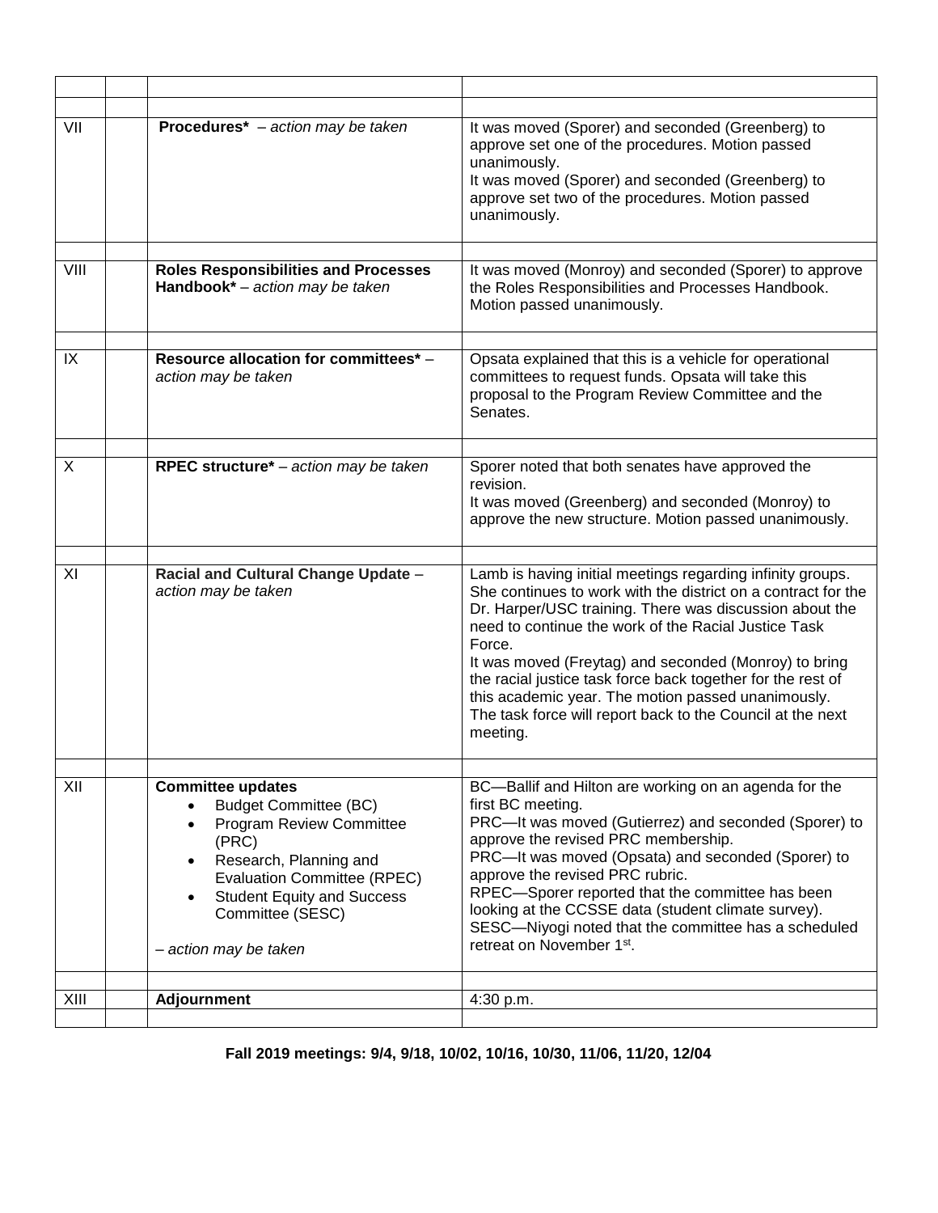| | | | |
|---|---|---|---|
| | | | |
| | | | |
| VII | | **Procedures*** – *action may be taken* | It was moved (Sporer) and seconded (Greenberg) to approve set one of the procedures. Motion passed unanimously.<br>It was moved (Sporer) and seconded (Greenberg) to approve set two of the procedures. Motion passed unanimously. |
| | | | |
| VIII | | **Roles Responsibilities and Processes Handbook*** – *action may be taken* | It was moved (Monroy) and seconded (Sporer) to approve the Roles Responsibilities and Processes Handbook. Motion passed unanimously. |
| | | | |
| IX | | **Resource allocation for committees*** – *action may be taken* | Opsata explained that this is a vehicle for operational committees to request funds. Opsata will take this proposal to the Program Review Committee and the Senates. |
| | | | |
| X | | **RPEC structure*** – *action may be taken* | Sporer noted that both senates have approved the revision.<br>It was moved (Greenberg) and seconded (Monroy) to approve the new structure. Motion passed unanimously. |
| | | | |
| XI | | **Racial and Cultural Change Update** – *action may be taken* | Lamb is having initial meetings regarding infinity groups. She continues to work with the district on a contract for the Dr. Harper/USC training. There was discussion about the need to continue the work of the Racial Justice Task Force.<br>It was moved (Freytag) and seconded (Monroy) to bring the racial justice task force back together for the rest of this academic year. The motion passed unanimously. The task force will report back to the Council at the next meeting. |
| | | | |
| XII | | **Committee updates**<br>• Budget Committee (BC)<br>• Program Review Committee (PRC)<br>• Research, Planning and Evaluation Committee (RPEC)<br>• Student Equity and Success Committee (SESC)<br><br>– *action may be taken* | BC—Ballif and Hilton are working on an agenda for the first BC meeting.<br>PRC—It was moved (Gutierrez) and seconded (Sporer) to approve the revised PRC membership.<br>PRC—It was moved (Opsata) and seconded (Sporer) to approve the revised PRC rubric.<br>RPEC—Sporer reported that the committee has been looking at the CCSSE data (student climate survey).<br>SESC—Niyogi noted that the committee has a scheduled retreat on November 1st. |
| | | | |
| XIII | | **Adjournment** | 4:30 p.m. |
| | | | |

**Fall 2019 meetings: 9/4, 9/18, 10/02, 10/16, 10/30, 11/06, 11/20, 12/04**